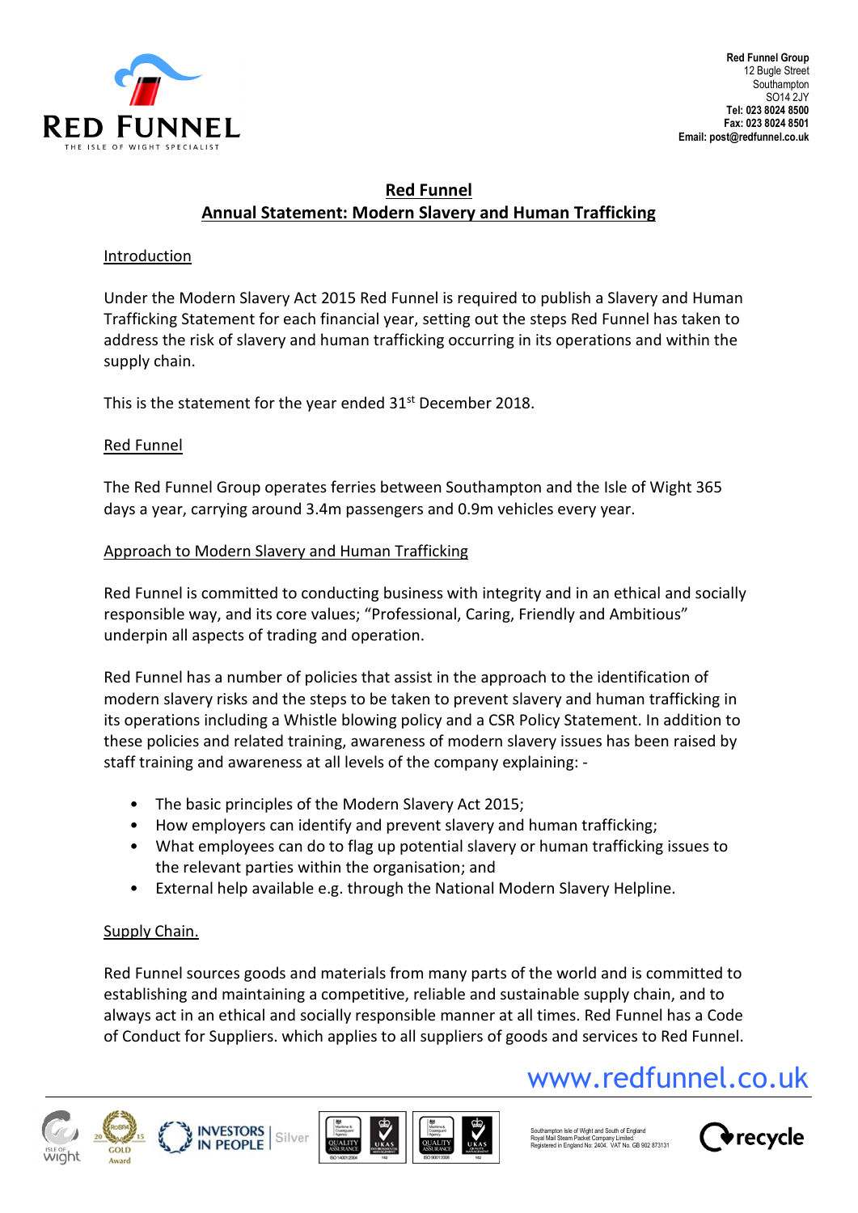**Red Funnel Group**
12 Bugle Street
Southampton
SO14 2JY
**Tel: 023 8024 8500**
**Fax: 023 8024 8501**
**Email: post@redfunnel.co.uk**

# Red Funnel
## Annual Statement: Modern Slavery and Human Trafficking

### Introduction

Under the Modern Slavery Act 2015 Red Funnel is required to publish a Slavery and Human Trafficking Statement for each financial year, setting out the steps Red Funnel has taken to address the risk of slavery and human trafficking occurring in its operations and within the supply chain.

This is the statement for the year ended 31st December 2018.

### Red Funnel

The Red Funnel Group operates ferries between Southampton and the Isle of Wight 365 days a year, carrying around 3.4m passengers and 0.9m vehicles every year.

### Approach to Modern Slavery and Human Trafficking

Red Funnel is committed to conducting business with integrity and in an ethical and socially responsible way, and its core values; "Professional, Caring, Friendly and Ambitious" underpin all aspects of trading and operation.

Red Funnel has a number of policies that assist in the approach to the identification of modern slavery risks and the steps to be taken to prevent slavery and human trafficking in its operations including a Whistle blowing policy and a CSR Policy Statement. In addition to these policies and related training, awareness of modern slavery issues has been raised by staff training and awareness at all levels of the company explaining: -

- The basic principles of the Modern Slavery Act 2015;
- How employers can identify and prevent slavery and human trafficking;
- What employees can do to flag up potential slavery or human trafficking issues to the relevant parties within the organisation; and
- External help available e.g. through the National Modern Slavery Helpline.

### Supply Chain.

Red Funnel sources goods and materials from many parts of the world and is committed to establishing and maintaining a competitive, reliable and sustainable supply chain, and to always act in an ethical and socially responsible manner at all times. Red Funnel has a Code of Conduct for Suppliers. which applies to all suppliers of goods and services to Red Funnel.

www.redfunnel.co.uk

Southampton Isle of Wight and South of England Royal Mail Steam Packet Company Limited. Registered in England No: 2404. VAT No. GB 902 873131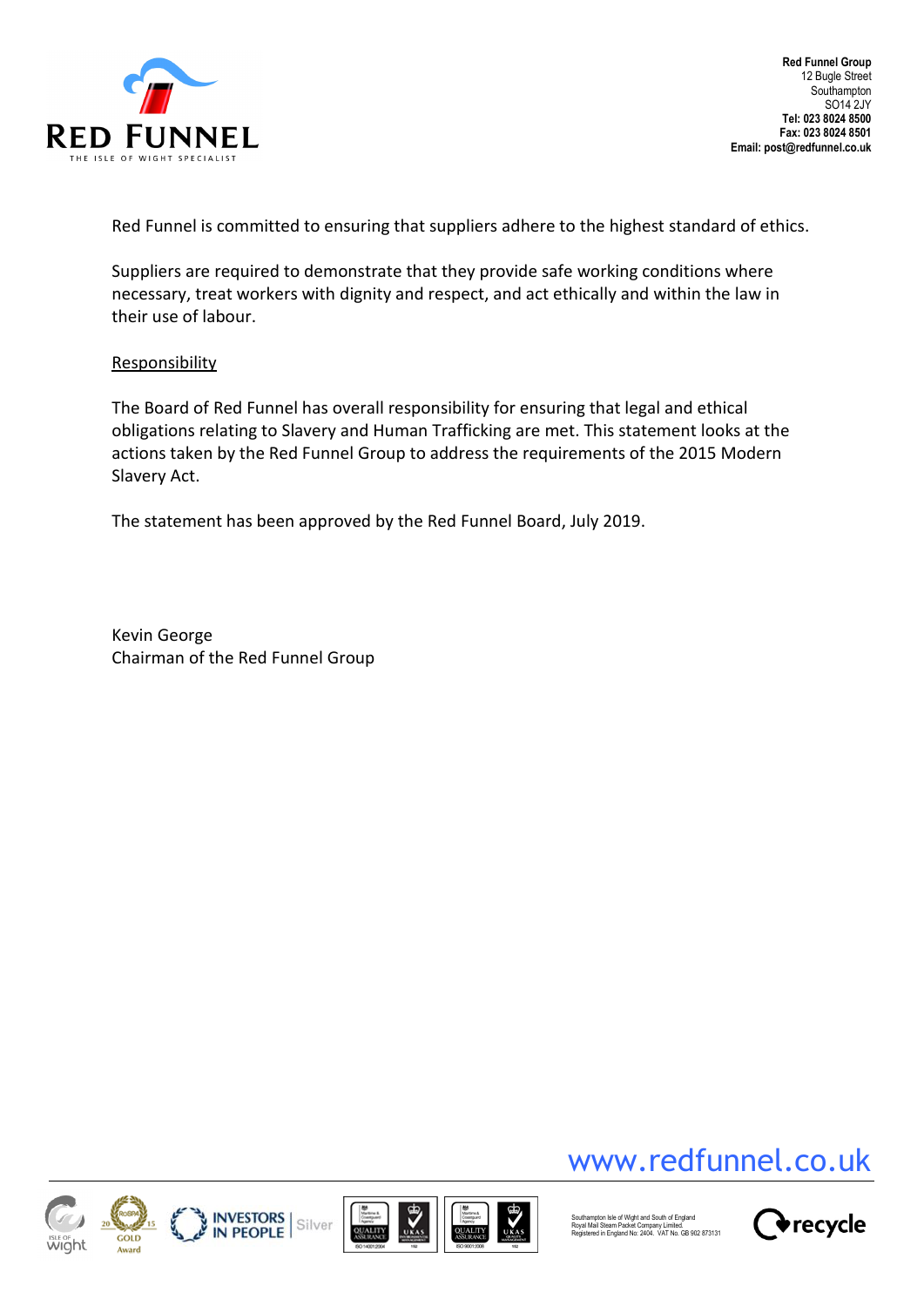Red Funnel Group
12 Bugle Street
Southampton
SO14 2JY
Tel: 023 8024 8500
Fax: 023 8024 8501
Email: post@redfunnel.co.uk

Red Funnel is committed to ensuring that suppliers adhere to the highest standard of ethics.

Suppliers are required to demonstrate that they provide safe working conditions where necessary, treat workers with dignity and respect, and act ethically and within the law in their use of labour.

Responsibility

The Board of Red Funnel has overall responsibility for ensuring that legal and ethical obligations relating to Slavery and Human Trafficking are met. This statement looks at the actions taken by the Red Funnel Group to address the requirements of the 2015 Modern Slavery Act.

The statement has been approved by the Red Funnel Board, July 2019.

Kevin George
Chairman of the Red Funnel Group

www.redfunnel.co.uk

Southampton Isle of Wight and South of England Royal Mail Steam Packet Company Limited.
Registered in England No: 2404. VAT No. GB 902 873131